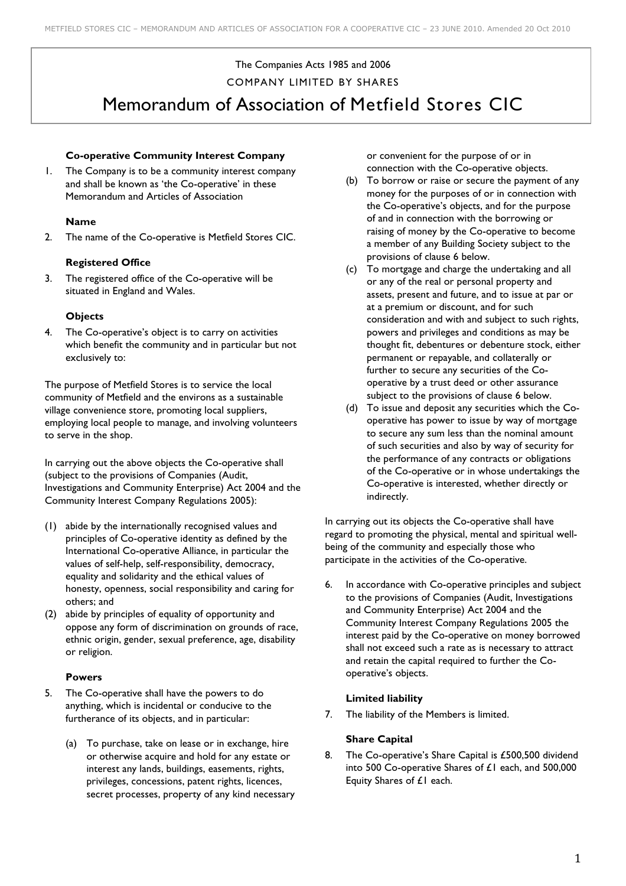The Companies Acts 1985 and 2006

COMPANY LIMITED BY SHARES

# Memorandum of Association of Metfield Stores CIC

### Co-operative Community Interest Company

1. The Company is to be a community interest company and shall be known as 'the Co-operative' in these Memorandum and Articles of Association

### Name

2. The name of the Co-operative is Metfield Stores CIC.

### Registered Office

3. The registered office of the Co-operative will be situated in England and Wales.

### Objects

4. The Co-operative's object is to carry on activities which benefit the community and in particular but not exclusively to:

The purpose of Metfield Stores is to service the local community of Metfield and the environs as a sustainable village convenience store, promoting local suppliers, employing local people to manage, and involving volunteers to serve in the shop.

In carrying out the above objects the Co-operative shall (subject to the provisions of Companies (Audit, Investigations and Community Enterprise) Act 2004 and the Community Interest Company Regulations 2005):

(1) abide by the internationally recognised values and principles of Co-operative identity as defined by the International Co-operative Alliance, in particular the values of self-help, self-responsibility, democracy, equality and solidarity and the ethical values of honesty, openness, social responsibility and caring for others; and

(2) abide by principles of equality of opportunity and oppose any form of discrimination on grounds of race, ethnic origin, gender, sexual preference, age, disability or religion.

### Powers

5. The Co-operative shall have the powers to do anything, which is incidental or conducive to the furtherance of its objects, and in particular:

    (a) To purchase, take on lease or in exchange, hire or otherwise acquire and hold for any estate or interest any lands, buildings, easements, rights, privileges, concessions, patent rights, licences, secret processes, property of any kind necessary or convenient for the purpose of or in connection with the Co-operative objects.

    (b) To borrow or raise or secure the payment of any money for the purposes of or in connection with the Co-operative's objects, and for the purpose of and in connection with the borrowing or raising of money by the Co-operative to become a member of any Building Society subject to the provisions of clause 6 below.

    (c) To mortgage and charge the undertaking and all or any of the real or personal property and assets, present and future, and to issue at par or at a premium or discount, and for such consideration and with and subject to such rights, powers and privileges and conditions as may be thought fit, debentures or debenture stock, either permanent or repayable, and collaterally or further to secure any securities of the Co-operative by a trust deed or other assurance subject to the provisions of clause 6 below.

    (d) To issue and deposit any securities which the Co-operative has power to issue by way of mortgage to secure any sum less than the nominal amount of such securities and also by way of security for the performance of any contracts or obligations of the Co-operative or in whose undertakings the Co-operative is interested, whether directly or indirectly.

In carrying out its objects the Co-operative shall have regard to promoting the physical, mental and spiritual well-being of the community and especially those who participate in the activities of the Co-operative.

6. In accordance with Co-operative principles and subject to the provisions of Companies (Audit, Investigations and Community Enterprise) Act 2004 and the Community Interest Company Regulations 2005 the interest paid by the Co-operative on money borrowed shall not exceed such a rate as is necessary to attract and retain the capital required to further the Co-operative's objects.

### Limited liability

7. The liability of the Members is limited.

### Share Capital

8. The Co-operative's Share Capital is £500,500 dividend into 500 Co-operative Shares of £1 each, and 500,000 Equity Shares of £1 each.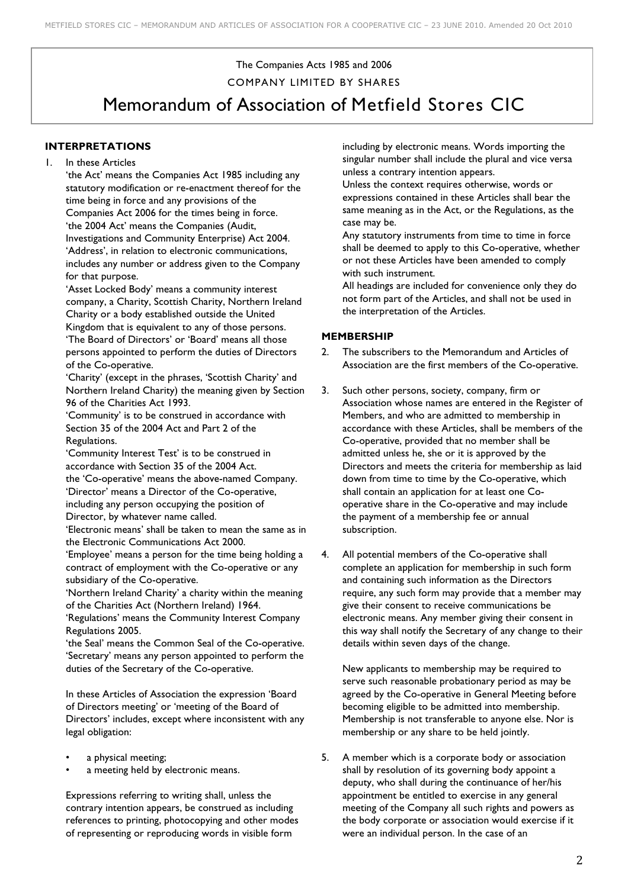The Companies Acts 1985 and 2006

COMPANY LIMITED BY SHARES

# Memorandum of Association of Metfield Stores CIC

## INTERPRETATIONS

1. In these Articles

   'the Act' means the Companies Act 1985 including any statutory modification or re-enactment thereof for the time being in force and any provisions of the Companies Act 2006 for the times being in force.

   'the 2004 Act' means the Companies (Audit, Investigations and Community Enterprise) Act 2004.

   'Address', in relation to electronic communications, includes any number or address given to the Company for that purpose.

   'Asset Locked Body' means a community interest company, a Charity, Scottish Charity, Northern Ireland Charity or a body established outside the United Kingdom that is equivalent to any of those persons.

   'The Board of Directors' or 'Board' means all those persons appointed to perform the duties of Directors of the Co-operative.

   'Charity' (except in the phrases, 'Scottish Charity' and Northern Ireland Charity) the meaning given by Section 96 of the Charities Act 1993.

   'Community' is to be construed in accordance with Section 35 of the 2004 Act and Part 2 of the Regulations.

   'Community Interest Test' is to be construed in accordance with Section 35 of the 2004 Act.

   the 'Co-operative' means the above-named Company.

   'Director' means a Director of the Co-operative, including any person occupying the position of Director, by whatever name called.

   'Electronic means' shall be taken to mean the same as in the Electronic Communications Act 2000.

   'Employee' means a person for the time being holding a contract of employment with the Co-operative or any subsidiary of the Co-operative.

   'Northern Ireland Charity' a charity within the meaning of the Charities Act (Northern Ireland) 1964.

   'Regulations' means the Community Interest Company Regulations 2005.

   'the Seal' means the Common Seal of the Co-operative.

   'Secretary' means any person appointed to perform the duties of the Secretary of the Co-operative.

   In these Articles of Association the expression 'Board of Directors meeting' or 'meeting of the Board of Directors' includes, except where inconsistent with any legal obligation:

   - a physical meeting;
   - a meeting held by electronic means.

   Expressions referring to writing shall, unless the contrary intention appears, be construed as including references to printing, photocopying and other modes of representing or reproducing words in visible form including by electronic means. Words importing the singular number shall include the plural and vice versa unless a contrary intention appears.

   Unless the context requires otherwise, words or expressions contained in these Articles shall bear the same meaning as in the Act, or the Regulations, as the case may be.

   Any statutory instruments from time to time in force shall be deemed to apply to this Co-operative, whether or not these Articles have been amended to comply with such instrument.

   All headings are included for convenience only they do not form part of the Articles, and shall not be used in the interpretation of the Articles.

## MEMBERSHIP

2. The subscribers to the Memorandum and Articles of Association are the first members of the Co-operative.

3. Such other persons, society, company, firm or Association whose names are entered in the Register of Members, and who are admitted to membership in accordance with these Articles, shall be members of the Co-operative, provided that no member shall be admitted unless he, she or it is approved by the Directors and meets the criteria for membership as laid down from time to time by the Co-operative, which shall contain an application for at least one Co-operative share in the Co-operative and may include the payment of a membership fee or annual subscription.

4. All potential members of the Co-operative shall complete an application for membership in such form and containing such information as the Directors require, any such form may provide that a member may give their consent to receive communications be electronic means. Any member giving their consent in this way shall notify the Secretary of any change to their details within seven days of the change.

   New applicants to membership may be required to serve such reasonable probationary period as may be agreed by the Co-operative in General Meeting before becoming eligible to be admitted into membership. Membership is not transferable to anyone else. Nor is membership or any share to be held jointly.

5. A member which is a corporate body or association shall by resolution of its governing body appoint a deputy, who shall during the continuance of her/his appointment be entitled to exercise in any general meeting of the Company all such rights and powers as the body corporate or association would exercise if it were an individual person. In the case of an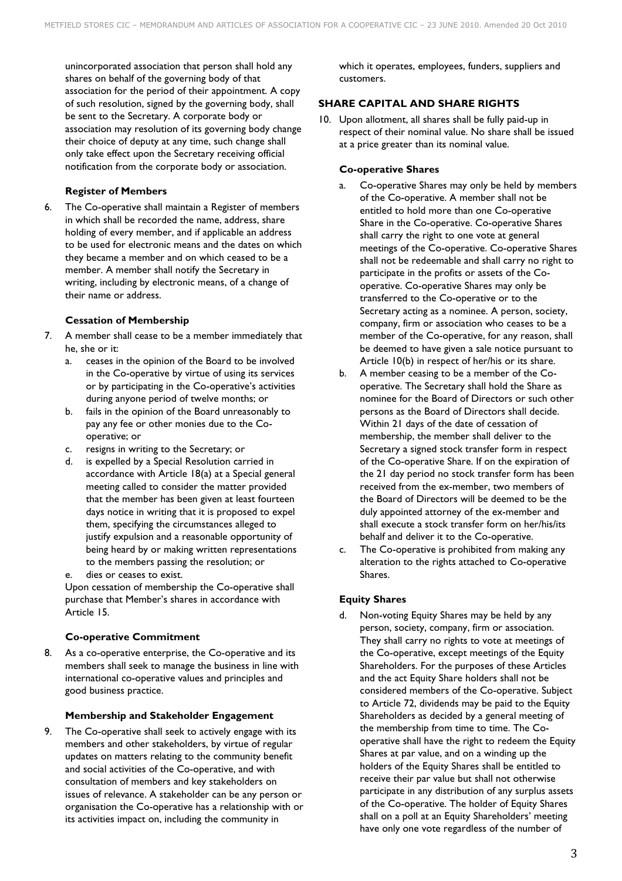unincorporated association that person shall hold any shares on behalf of the governing body of that association for the period of their appointment. A copy of such resolution, signed by the governing body, shall be sent to the Secretary. A corporate body or association may resolution of its governing body change their choice of deputy at any time, such change shall only take effect upon the Secretary receiving official notification from the corporate body or association.

#### Register of Members

6. The Co-operative shall maintain a Register of members in which shall be recorded the name, address, share holding of every member, and if applicable an address to be used for electronic means and the dates on which they became a member and on which ceased to be a member. A member shall notify the Secretary in writing, including by electronic means, of a change of their name or address.

#### Cessation of Membership

7. A member shall cease to be a member immediately that he, she or it:
   a. ceases in the opinion of the Board to be involved in the Co-operative by virtue of using its services or by participating in the Co-operative's activities during anyone period of twelve months; or
   b. fails in the opinion of the Board unreasonably to pay any fee or other monies due to the Co-operative; or
   c. resigns in writing to the Secretary; or
   d. is expelled by a Special Resolution carried in accordance with Article 18(a) at a Special general meeting called to consider the matter provided that the member has been given at least fourteen days notice in writing that it is proposed to expel them, specifying the circumstances alleged to justify expulsion and a reasonable opportunity of being heard by or making written representations to the members passing the resolution; or
   e. dies or ceases to exist.

   Upon cessation of membership the Co-operative shall purchase that Member's shares in accordance with Article 15.

#### Co-operative Commitment

8. As a co-operative enterprise, the Co-operative and its members shall seek to manage the business in line with international co-operative values and principles and good business practice.

#### Membership and Stakeholder Engagement

9. The Co-operative shall seek to actively engage with its members and other stakeholders, by virtue of regular updates on matters relating to the community benefit and social activities of the Co-operative, and with consultation of members and key stakeholders on issues of relevance. A stakeholder can be any person or organisation the Co-operative has a relationship with or its activities impact on, including the community in which it operates, employees, funders, suppliers and customers.

### SHARE CAPITAL AND SHARE RIGHTS

10. Upon allotment, all shares shall be fully paid-up in respect of their nominal value. No share shall be issued at a price greater than its nominal value.

#### Co-operative Shares

   a. Co-operative Shares may only be held by members of the Co-operative. A member shall not be entitled to hold more than one Co-operative Share in the Co-operative. Co-operative Shares shall carry the right to one vote at general meetings of the Co-operative. Co-operative Shares shall not be redeemable and shall carry no right to participate in the profits or assets of the Co-operative. Co-operative Shares may only be transferred to the Co-operative or to the Secretary acting as a nominee. A person, society, company, firm or association who ceases to be a member of the Co-operative, for any reason, shall be deemed to have given a sale notice pursuant to Article 10(b) in respect of her/his or its share.
   b. A member ceasing to be a member of the Co-operative. The Secretary shall hold the Share as nominee for the Board of Directors or such other persons as the Board of Directors shall decide. Within 21 days of the date of cessation of membership, the member shall deliver to the Secretary a signed stock transfer form in respect of the Co-operative Share. If on the expiration of the 21 day period no stock transfer form has been received from the ex-member, two members of the Board of Directors will be deemed to be the duly appointed attorney of the ex-member and shall execute a stock transfer form on her/his/its behalf and deliver it to the Co-operative.
   c. The Co-operative is prohibited from making any alteration to the rights attached to Co-operative Shares.

#### Equity Shares

   d. Non-voting Equity Shares may be held by any person, society, company, firm or association. They shall carry no rights to vote at meetings of the Co-operative, except meetings of the Equity Shareholders. For the purposes of these Articles and the act Equity Share holders shall not be considered members of the Co-operative. Subject to Article 72, dividends may be paid to the Equity Shareholders as decided by a general meeting of the membership from time to time. The Co-operative shall have the right to redeem the Equity Shares at par value, and on a winding up the holders of the Equity Shares shall be entitled to receive their par value but shall not otherwise participate in any distribution of any surplus assets of the Co-operative. The holder of Equity Shares shall on a poll at an Equity Shareholders' meeting have only one vote regardless of the number of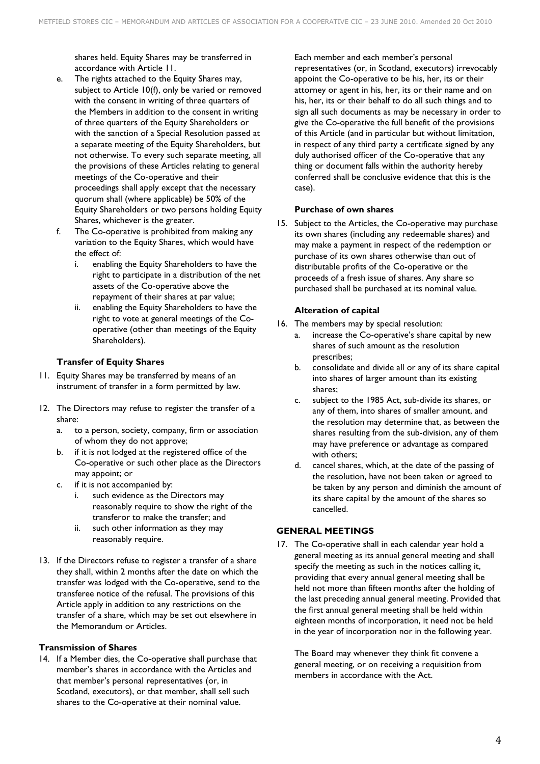shares held. Equity Shares may be transferred in accordance with Article 11.

e. The rights attached to the Equity Shares may, subject to Article 10(f), only be varied or removed with the consent in writing of three quarters of the Members in addition to the consent in writing of three quarters of the Equity Shareholders or with the sanction of a Special Resolution passed at a separate meeting of the Equity Shareholders, but not otherwise. To every such separate meeting, all the provisions of these Articles relating to general meetings of the Co-operative and their proceedings shall apply except that the necessary quorum shall (where applicable) be 50% of the Equity Shareholders or two persons holding Equity Shares, whichever is the greater.
f. The Co-operative is prohibited from making any variation to the Equity Shares, which would have the effect of:
    i. enabling the Equity Shareholders to have the right to participate in a distribution of the net assets of the Co-operative above the repayment of their shares at par value;
    ii. enabling the Equity Shareholders to have the right to vote at general meetings of the Co-operative (other than meetings of the Equity Shareholders).

**Transfer of Equity Shares**

11. Equity Shares may be transferred by means of an instrument of transfer in a form permitted by law.

12. The Directors may refuse to register the transfer of a share:
    a. to a person, society, company, firm or association of whom they do not approve;
    b. if it is not lodged at the registered office of the Co-operative or such other place as the Directors may appoint; or
    c. if it is not accompanied by:
        i. such evidence as the Directors may reasonably require to show the right of the transferor to make the transfer; and
        ii. such other information as they may reasonably require.

13. If the Directors refuse to register a transfer of a share they shall, within 2 months after the date on which the transfer was lodged with the Co-operative, send to the transferee notice of the refusal. The provisions of this Article apply in addition to any restrictions on the transfer of a share, which may be set out elsewhere in the Memorandum or Articles.

**Transmission of Shares**

14. If a Member dies, the Co-operative shall purchase that member's shares in accordance with the Articles and that member's personal representatives (or, in Scotland, executors), or that member, shall sell such shares to the Co-operative at their nominal value.

    Each member and each member's personal representatives (or, in Scotland, executors) irrevocably appoint the Co-operative to be his, her, its or their attorney or agent in his, her, its or their name and on his, her, its or their behalf to do all such things and to sign all such documents as may be necessary in order to give the Co-operative the full benefit of the provisions of this Article (and in particular but without limitation, in respect of any third party a certificate signed by any duly authorised officer of the Co-operative that any thing or document falls within the authority hereby conferred shall be conclusive evidence that this is the case).

**Purchase of own shares**

15. Subject to the Articles, the Co-operative may purchase its own shares (including any redeemable shares) and may make a payment in respect of the redemption or purchase of its own shares otherwise than out of distributable profits of the Co-operative or the proceeds of a fresh issue of shares. Any share so purchased shall be purchased at its nominal value.

**Alteration of capital**

16. The members may by special resolution:
    a. increase the Co-operative's share capital by new shares of such amount as the resolution prescribes;
    b. consolidate and divide all or any of its share capital into shares of larger amount than its existing shares;
    c. subject to the 1985 Act, sub-divide its shares, or any of them, into shares of smaller amount, and the resolution may determine that, as between the shares resulting from the sub-division, any of them may have preference or advantage as compared with others;
    d. cancel shares, which, at the date of the passing of the resolution, have not been taken or agreed to be taken by any person and diminish the amount of its share capital by the amount of the shares so cancelled.

## GENERAL MEETINGS

17. The Co-operative shall in each calendar year hold a general meeting as its annual general meeting and shall specify the meeting as such in the notices calling it, providing that every annual general meeting shall be held not more than fifteen months after the holding of the last preceding annual general meeting. Provided that the first annual general meeting shall be held within eighteen months of incorporation, it need not be held in the year of incorporation nor in the following year.

    The Board may whenever they think fit convene a general meeting, or on receiving a requisition from members in accordance with the Act.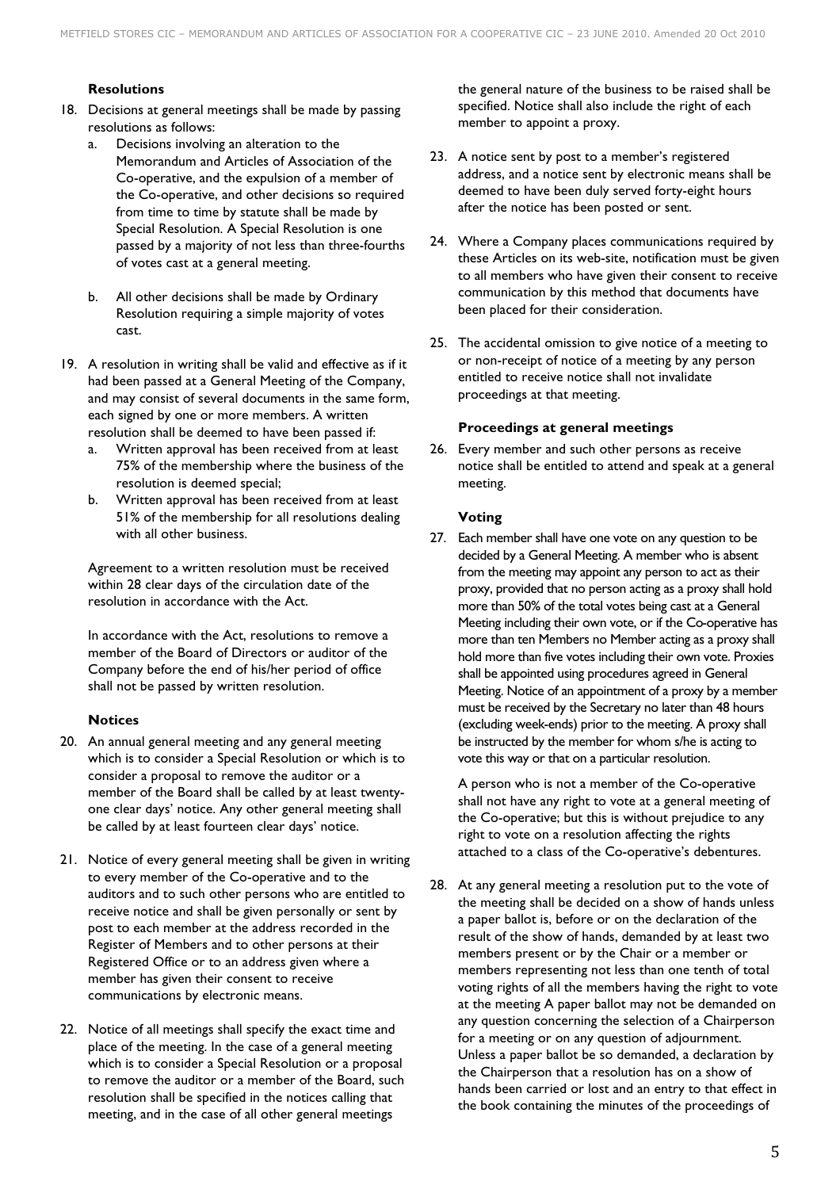### Resolutions

18. Decisions at general meetings shall be made by passing resolutions as follows:
    a. Decisions involving an alteration to the Memorandum and Articles of Association of the Co-operative, and the expulsion of a member of the Co-operative, and other decisions so required from time to time by statute shall be made by Special Resolution. A Special Resolution is one passed by a majority of not less than three-fourths of votes cast at a general meeting.

    b. All other decisions shall be made by Ordinary Resolution requiring a simple majority of votes cast.

19. A resolution in writing shall be valid and effective as if it had been passed at a General Meeting of the Company, and may consist of several documents in the same form, each signed by one or more members. A written resolution shall be deemed to have been passed if:
    a. Written approval has been received from at least 75% of the membership where the business of the resolution is deemed special;
    b. Written approval has been received from at least 51% of the membership for all resolutions dealing with all other business.

    Agreement to a written resolution must be received within 28 clear days of the circulation date of the resolution in accordance with the Act.

    In accordance with the Act, resolutions to remove a member of the Board of Directors or auditor of the Company before the end of his/her period of office shall not be passed by written resolution.

### Notices

20. An annual general meeting and any general meeting which is to consider a Special Resolution or which is to consider a proposal to remove the auditor or a member of the Board shall be called by at least twenty-one clear days' notice. Any other general meeting shall be called by at least fourteen clear days' notice.

21. Notice of every general meeting shall be given in writing to every member of the Co-operative and to the auditors and to such other persons who are entitled to receive notice and shall be given personally or sent by post to each member at the address recorded in the Register of Members and to other persons at their Registered Office or to an address given where a member has given their consent to receive communications by electronic means.

22. Notice of all meetings shall specify the exact time and place of the meeting. In the case of a general meeting which is to consider a Special Resolution or a proposal to remove the auditor or a member of the Board, such resolution shall be specified in the notices calling that meeting, and in the case of all other general meetings the general nature of the business to be raised shall be specified. Notice shall also include the right of each member to appoint a proxy.

23. A notice sent by post to a member's registered address, and a notice sent by electronic means shall be deemed to have been duly served forty-eight hours after the notice has been posted or sent.

24. Where a Company places communications required by these Articles on its web-site, notification must be given to all members who have given their consent to receive communication by this method that documents have been placed for their consideration.

25. The accidental omission to give notice of a meeting to or non-receipt of notice of a meeting by any person entitled to receive notice shall not invalidate proceedings at that meeting.

### Proceedings at general meetings

26. Every member and such other persons as receive notice shall be entitled to attend and speak at a general meeting.

### Voting

27. Each member shall have one vote on any question to be decided by a General Meeting. A member who is absent from the meeting may appoint any person to act as their proxy, provided that no person acting as a proxy shall hold more than 50% of the total votes being cast at a General Meeting including their own vote, or if the Co-operative has more than ten Members no Member acting as a proxy shall hold more than five votes including their own vote. Proxies shall be appointed using procedures agreed in General Meeting. Notice of an appointment of a proxy by a member must be received by the Secretary no later than 48 hours (excluding week-ends) prior to the meeting. A proxy shall be instructed by the member for whom s/he is acting to vote this way or that on a particular resolution.

    A person who is not a member of the Co-operative shall not have any right to vote at a general meeting of the Co-operative; but this is without prejudice to any right to vote on a resolution affecting the rights attached to a class of the Co-operative's debentures.

28. At any general meeting a resolution put to the vote of the meeting shall be decided on a show of hands unless a paper ballot is, before or on the declaration of the result of the show of hands, demanded by at least two members present or by the Chair or a member or members representing not less than one tenth of total voting rights of all the members having the right to vote at the meeting A paper ballot may not be demanded on any question concerning the selection of a Chairperson for a meeting or on any question of adjournment. Unless a paper ballot be so demanded, a declaration by the Chairperson that a resolution has on a show of hands been carried or lost and an entry to that effect in the book containing the minutes of the proceedings of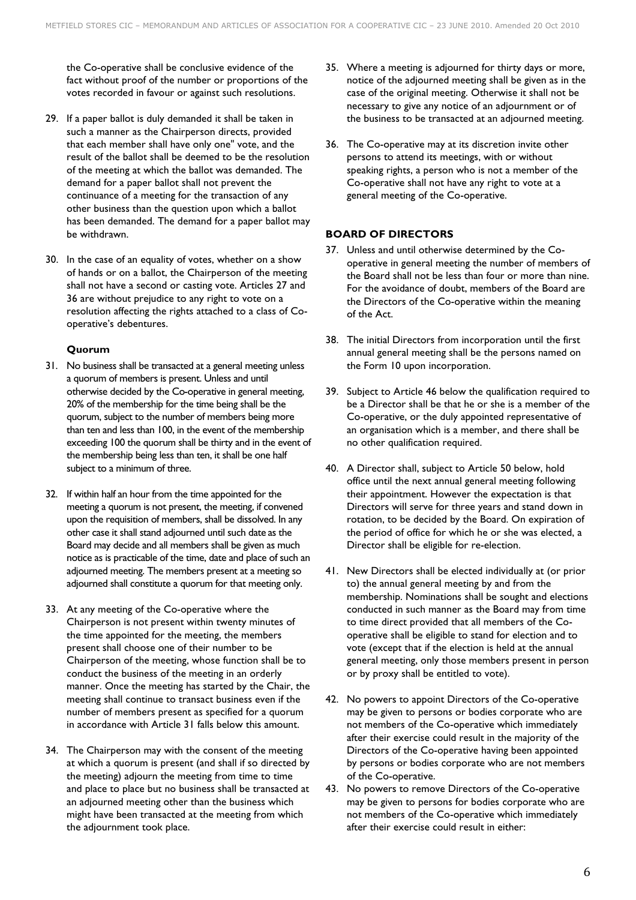the Co-operative shall be conclusive evidence of the fact without proof of the number or proportions of the votes recorded in favour or against such resolutions.

29. If a paper ballot is duly demanded it shall be taken in such a manner as the Chairperson directs, provided that each member shall have only one" vote, and the result of the ballot shall be deemed to be the resolution of the meeting at which the ballot was demanded. The demand for a paper ballot shall not prevent the continuance of a meeting for the transaction of any other business than the question upon which a ballot has been demanded. The demand for a paper ballot may be withdrawn.

30. In the case of an equality of votes, whether on a show of hands or on a ballot, the Chairperson of the meeting shall not have a second or casting vote. Articles 27 and 36 are without prejudice to any right to vote on a resolution affecting the rights attached to a class of Co-operative's debentures.

### Quorum

31. No business shall be transacted at a general meeting unless a quorum of members is present. Unless and until otherwise decided by the Co-operative in general meeting, 20% of the membership for the time being shall be the quorum, subject to the number of members being more than ten and less than 100, in the event of the membership exceeding 100 the quorum shall be thirty and in the event of the membership being less than ten, it shall be one half subject to a minimum of three.

32. If within half an hour from the time appointed for the meeting a quorum is not present, the meeting, if convened upon the requisition of members, shall be dissolved. In any other case it shall stand adjourned until such date as the Board may decide and all members shall be given as much notice as is practicable of the time, date and place of such an adjourned meeting. The members present at a meeting so adjourned shall constitute a quorum for that meeting only.

33. At any meeting of the Co-operative where the Chairperson is not present within twenty minutes of the time appointed for the meeting, the members present shall choose one of their number to be Chairperson of the meeting, whose function shall be to conduct the business of the meeting in an orderly manner. Once the meeting has started by the Chair, the meeting shall continue to transact business even if the number of members present as specified for a quorum in accordance with Article 31 falls below this amount.

34. The Chairperson may with the consent of the meeting at which a quorum is present (and shall if so directed by the meeting) adjourn the meeting from time to time and place to place but no business shall be transacted at an adjourned meeting other than the business which might have been transacted at the meeting from which the adjournment took place.

35. Where a meeting is adjourned for thirty days or more, notice of the adjourned meeting shall be given as in the case of the original meeting. Otherwise it shall not be necessary to give any notice of an adjournment or of the business to be transacted at an adjourned meeting.

36. The Co-operative may at its discretion invite other persons to attend its meetings, with or without speaking rights, a person who is not a member of the Co-operative shall not have any right to vote at a general meeting of the Co-operative.

## BOARD OF DIRECTORS

37. Unless and until otherwise determined by the Co-operative in general meeting the number of members of the Board shall not be less than four or more than nine. For the avoidance of doubt, members of the Board are the Directors of the Co-operative within the meaning of the Act.

38. The initial Directors from incorporation until the first annual general meeting shall be the persons named on the Form 10 upon incorporation.

39. Subject to Article 46 below the qualification required to be a Director shall be that he or she is a member of the Co-operative, or the duly appointed representative of an organisation which is a member, and there shall be no other qualification required.

40. A Director shall, subject to Article 50 below, hold office until the next annual general meeting following their appointment. However the expectation is that Directors will serve for three years and stand down in rotation, to be decided by the Board. On expiration of the period of office for which he or she was elected, a Director shall be eligible for re-election.

41. New Directors shall be elected individually at (or prior to) the annual general meeting by and from the membership. Nominations shall be sought and elections conducted in such manner as the Board may from time to time direct provided that all members of the Co-operative shall be eligible to stand for election and to vote (except that if the election is held at the annual general meeting, only those members present in person or by proxy shall be entitled to vote).

42. No powers to appoint Directors of the Co-operative may be given to persons or bodies corporate which are not members of the Co-operative which immediately after their exercise could result in the majority of the Directors of the Co-operative having been appointed by persons or bodies corporate who are not members of the Co-operative.

43. No powers to remove Directors of the Co-operative may be given to persons for bodies corporate who are not members of the Co-operative which immediately after their exercise could result in either: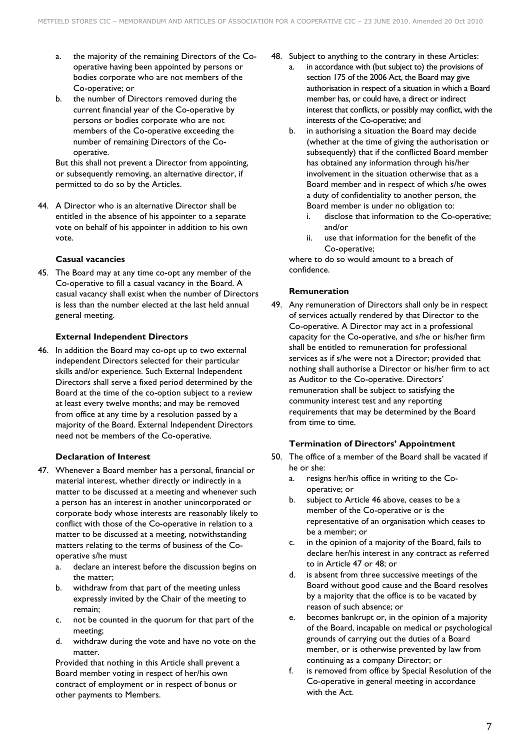a. the majority of the remaining Directors of the Co-operative having been appointed by persons or bodies corporate who are not members of the Co-operative; or
b. the number of Directors removed during the current financial year of the Co-operative by persons or bodies corporate who are not members of the Co-operative exceeding the number of remaining Directors of the Co-operative.

But this shall not prevent a Director from appointing, or subsequently removing, an alternative director, if permitted to do so by the Articles.

44. A Director who is an alternative Director shall be entitled in the absence of his appointer to a separate vote on behalf of his appointer in addition to his own vote.

### Casual vacancies

45. The Board may at any time co-opt any member of the Co-operative to fill a casual vacancy in the Board. A casual vacancy shall exist when the number of Directors is less than the number elected at the last held annual general meeting.

### External Independent Directors

46. In addition the Board may co-opt up to two external independent Directors selected for their particular skills and/or experience. Such External Independent Directors shall serve a fixed period determined by the Board at the time of the co-option subject to a review at least every twelve months; and may be removed from office at any time by a resolution passed by a majority of the Board. External Independent Directors need not be members of the Co-operative.

### Declaration of Interest

47. Whenever a Board member has a personal, financial or material interest, whether directly or indirectly in a matter to be discussed at a meeting and whenever such a person has an interest in another unincorporated or corporate body whose interests are reasonably likely to conflict with those of the Co-operative in relation to a matter to be discussed at a meeting, notwithstanding matters relating to the terms of business of the Co-operative s/he must
   a. declare an interest before the discussion begins on the matter;
   b. withdraw from that part of the meeting unless expressly invited by the Chair of the meeting to remain;
   c. not be counted in the quorum for that part of the meeting;
   d. withdraw during the vote and have no vote on the matter.

   Provided that nothing in this Article shall prevent a Board member voting in respect of her/his own contract of employment or in respect of bonus or other payments to Members.

48. Subject to anything to the contrary in these Articles:
   a. in accordance with (but subject to) the provisions of section 175 of the 2006 Act, the Board may give authorisation in respect of a situation in which a Board member has, or could have, a direct or indirect interest that conflicts, or possibly may conflict, with the interests of the Co-operative; and
   b. in authorising a situation the Board may decide (whether at the time of giving the authorisation or subsequently) that if the conflicted Board member has obtained any information through his/her involvement in the situation otherwise that as a Board member and in respect of which s/he owes a duty of confidentiality to another person, the Board member is under no obligation to:
      i. disclose that information to the Co-operative; and/or
      ii. use that information for the benefit of the Co-operative;

   where to do so would amount to a breach of confidence.

### Remuneration

49. Any remuneration of Directors shall only be in respect of services actually rendered by that Director to the Co-operative. A Director may act in a professional capacity for the Co-operative, and s/he or his/her firm shall be entitled to remuneration for professional services as if s/he were not a Director; provided that nothing shall authorise a Director or his/her firm to act as Auditor to the Co-operative. Directors' remuneration shall be subject to satisfying the community interest test and any reporting requirements that may be determined by the Board from time to time.

### Termination of Directors' Appointment

50. The office of a member of the Board shall be vacated if he or she:
   a. resigns her/his office in writing to the Co-operative; or
   b. subject to Article 46 above, ceases to be a member of the Co-operative or is the representative of an organisation which ceases to be a member; or
   c. in the opinion of a majority of the Board, fails to declare her/his interest in any contract as referred to in Article 47 or 48; or
   d. is absent from three successive meetings of the Board without good cause and the Board resolves by a majority that the office is to be vacated by reason of such absence; or
   e. becomes bankrupt or, in the opinion of a majority of the Board, incapable on medical or psychological grounds of carrying out the duties of a Board member, or is otherwise prevented by law from continuing as a company Director; or
   f. is removed from office by Special Resolution of the Co-operative in general meeting in accordance with the Act.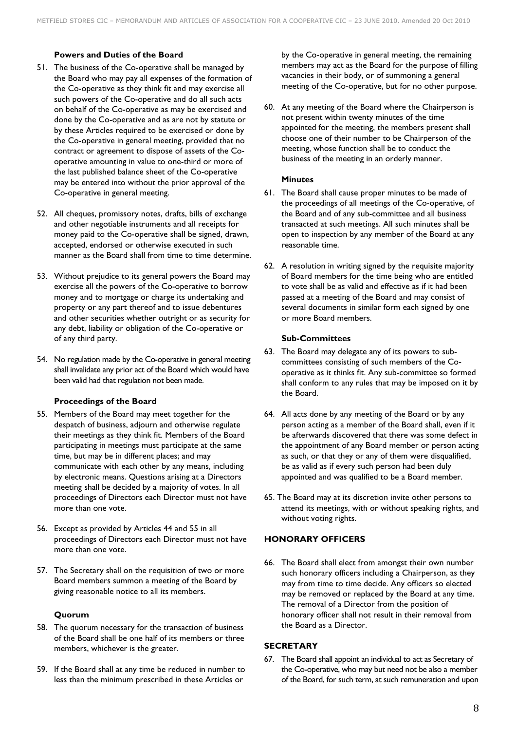### Powers and Duties of the Board

51. The business of the Co-operative shall be managed by the Board who may pay all expenses of the formation of the Co-operative as they think fit and may exercise all such powers of the Co-operative and do all such acts on behalf of the Co-operative as may be exercised and done by the Co-operative and as are not by statute or by these Articles required to be exercised or done by the Co-operative in general meeting, provided that no contract or agreement to dispose of assets of the Co-operative amounting in value to one-third or more of the last published balance sheet of the Co-operative may be entered into without the prior approval of the Co-operative in general meeting.

52. All cheques, promissory notes, drafts, bills of exchange and other negotiable instruments and all receipts for money paid to the Co-operative shall be signed, drawn, accepted, endorsed or otherwise executed in such manner as the Board shall from time to time determine.

53. Without prejudice to its general powers the Board may exercise all the powers of the Co-operative to borrow money and to mortgage or charge its undertaking and property or any part thereof and to issue debentures and other securities whether outright or as security for any debt, liability or obligation of the Co-operative or of any third party.

54. No regulation made by the Co-operative in general meeting shall invalidate any prior act of the Board which would have been valid had that regulation not been made.

### Proceedings of the Board

55. Members of the Board may meet together for the despatch of business, adjourn and otherwise regulate their meetings as they think fit. Members of the Board participating in meetings must participate at the same time, but may be in different places; and may communicate with each other by any means, including by electronic means. Questions arising at a Directors meeting shall be decided by a majority of votes. In all proceedings of Directors each Director must not have more than one vote.

56. Except as provided by Articles 44 and 55 in all proceedings of Directors each Director must not have more than one vote.

57. The Secretary shall on the requisition of two or more Board members summon a meeting of the Board by giving reasonable notice to all its members.

### Quorum

58. The quorum necessary for the transaction of business of the Board shall be one half of its members or three members, whichever is the greater.

59. If the Board shall at any time be reduced in number to less than the minimum prescribed in these Articles or by the Co-operative in general meeting, the remaining members may act as the Board for the purpose of filling vacancies in their body, or of summoning a general meeting of the Co-operative, but for no other purpose.

60. At any meeting of the Board where the Chairperson is not present within twenty minutes of the time appointed for the meeting, the members present shall choose one of their number to be Chairperson of the meeting, whose function shall be to conduct the business of the meeting in an orderly manner.

### Minutes

61. The Board shall cause proper minutes to be made of the proceedings of all meetings of the Co-operative, of the Board and of any sub-committee and all business transacted at such meetings. All such minutes shall be open to inspection by any member of the Board at any reasonable time.

62. A resolution in writing signed by the requisite majority of Board members for the time being who are entitled to vote shall be as valid and effective as if it had been passed at a meeting of the Board and may consist of several documents in similar form each signed by one or more Board members.

### Sub-Committees

63. The Board may delegate any of its powers to sub-committees consisting of such members of the Co-operative as it thinks fit. Any sub-committee so formed shall conform to any rules that may be imposed on it by the Board.

64. All acts done by any meeting of the Board or by any person acting as a member of the Board shall, even if it be afterwards discovered that there was some defect in the appointment of any Board member or person acting as such, or that they or any of them were disqualified, be as valid as if every such person had been duly appointed and was qualified to be a Board member.

65. The Board may at its discretion invite other persons to attend its meetings, with or without speaking rights, and without voting rights.

## HONORARY OFFICERS

66. The Board shall elect from amongst their own number such honorary officers including a Chairperson, as they may from time to time decide. Any officers so elected may be removed or replaced by the Board at any time. The removal of a Director from the position of honorary officer shall not result in their removal from the Board as a Director.

## SECRETARY

67. The Board shall appoint an individual to act as Secretary of the Co-operative, who may but need not be also a member of the Board, for such term, at such remuneration and upon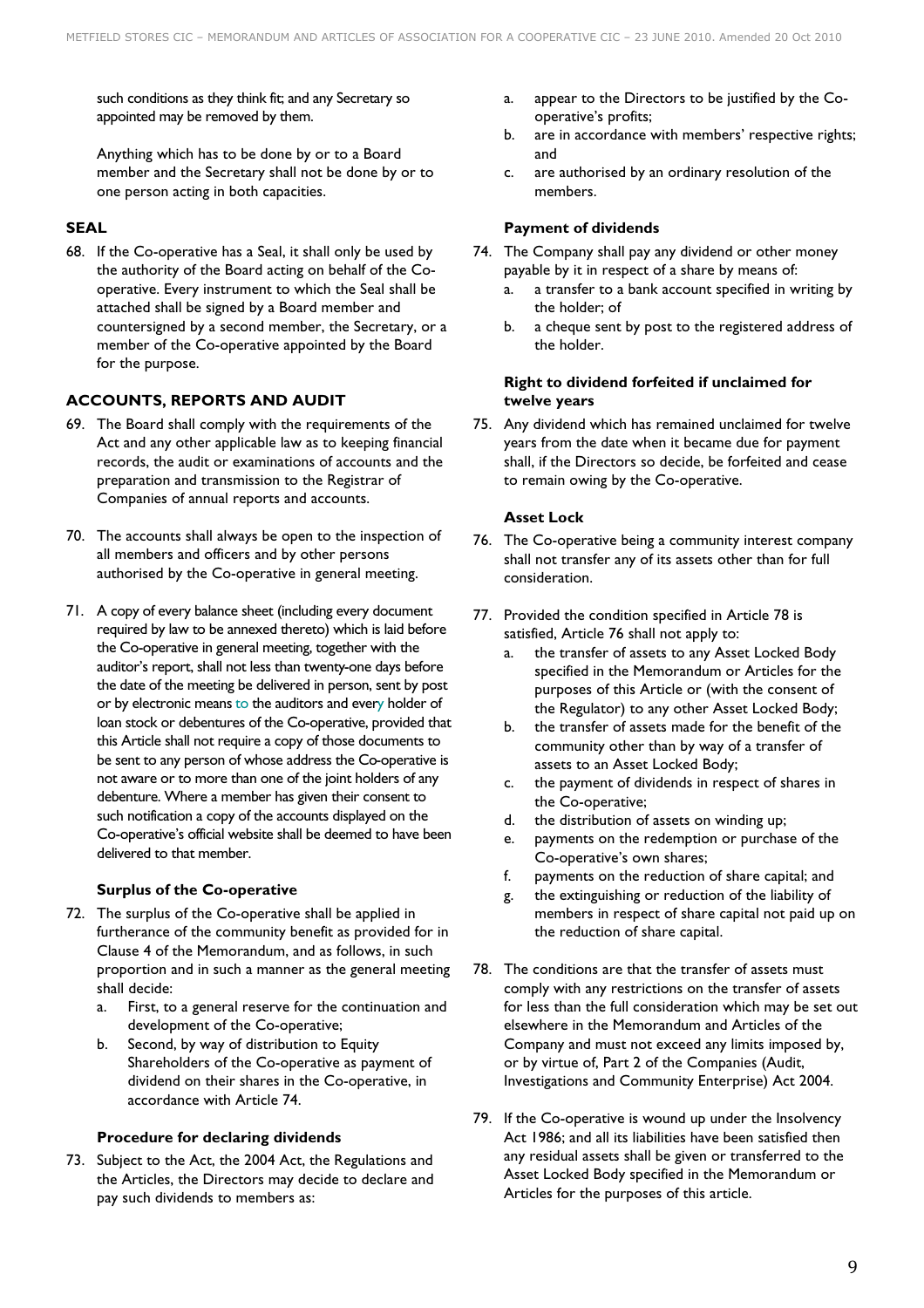such conditions as they think fit; and any Secretary so appointed may be removed by them.

Anything which has to be done by or to a Board member and the Secretary shall not be done by or to one person acting in both capacities.

## SEAL

68. If the Co-operative has a Seal, it shall only be used by the authority of the Board acting on behalf of the Co-operative. Every instrument to which the Seal shall be attached shall be signed by a Board member and countersigned by a second member, the Secretary, or a member of the Co-operative appointed by the Board for the purpose.

## ACCOUNTS, REPORTS AND AUDIT

69. The Board shall comply with the requirements of the Act and any other applicable law as to keeping financial records, the audit or examinations of accounts and the preparation and transmission to the Registrar of Companies of annual reports and accounts.

70. The accounts shall always be open to the inspection of all members and officers and by other persons authorised by the Co-operative in general meeting.

71. A copy of every balance sheet (including every document required by law to be annexed thereto) which is laid before the Co-operative in general meeting, together with the auditor's report, shall not less than twenty-one days before the date of the meeting be delivered in person, sent by post or by electronic means to the auditors and every holder of loan stock or debentures of the Co-operative, provided that this Article shall not require a copy of those documents to be sent to any person of whose address the Co-operative is not aware or to more than one of the joint holders of any debenture. Where a member has given their consent to such notification a copy of the accounts displayed on the Co-operative's official website shall be deemed to have been delivered to that member.

### Surplus of the Co-operative

72. The surplus of the Co-operative shall be applied in furtherance of the community benefit as provided for in Clause 4 of the Memorandum, and as follows, in such proportion and in such a manner as the general meeting shall decide:
    a. First, to a general reserve for the continuation and development of the Co-operative;
    b. Second, by way of distribution to Equity Shareholders of the Co-operative as payment of dividend on their shares in the Co-operative, in accordance with Article 74.

### Procedure for declaring dividends

73. Subject to the Act, the 2004 Act, the Regulations and the Articles, the Directors may decide to declare and pay such dividends to members as:
    a. appear to the Directors to be justified by the Co-operative's profits;
    b. are in accordance with members' respective rights; and
    c. are authorised by an ordinary resolution of the members.

### Payment of dividends

74. The Company shall pay any dividend or other money payable by it in respect of a share by means of:
    a. a transfer to a bank account specified in writing by the holder; of
    b. a cheque sent by post to the registered address of the holder.

### Right to dividend forfeited if unclaimed for twelve years

75. Any dividend which has remained unclaimed for twelve years from the date when it became due for payment shall, if the Directors so decide, be forfeited and cease to remain owing by the Co-operative.

### Asset Lock

76. The Co-operative being a community interest company shall not transfer any of its assets other than for full consideration.

77. Provided the condition specified in Article 78 is satisfied, Article 76 shall not apply to:
    a. the transfer of assets to any Asset Locked Body specified in the Memorandum or Articles for the purposes of this Article or (with the consent of the Regulator) to any other Asset Locked Body;
    b. the transfer of assets made for the benefit of the community other than by way of a transfer of assets to an Asset Locked Body;
    c. the payment of dividends in respect of shares in the Co-operative;
    d. the distribution of assets on winding up;
    e. payments on the redemption or purchase of the Co-operative's own shares;
    f. payments on the reduction of share capital; and
    g. the extinguishing or reduction of the liability of members in respect of share capital not paid up on the reduction of share capital.

78. The conditions are that the transfer of assets must comply with any restrictions on the transfer of assets for less than the full consideration which may be set out elsewhere in the Memorandum and Articles of the Company and must not exceed any limits imposed by, or by virtue of, Part 2 of the Companies (Audit, Investigations and Community Enterprise) Act 2004.

79. If the Co-operative is wound up under the Insolvency Act 1986; and all its liabilities have been satisfied then any residual assets shall be given or transferred to the Asset Locked Body specified in the Memorandum or Articles for the purposes of this article.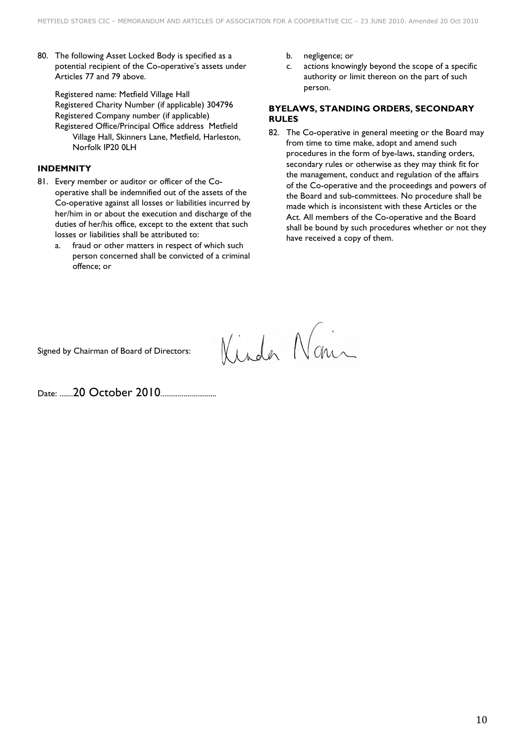80. The following Asset Locked Body is specified as a potential recipient of the Co-operative's assets under Articles 77 and 79 above.

    Registered name: Metfield Village Hall
    Registered Charity Number (if applicable) 304796
    Registered Company number (if applicable)
    Registered Office/Principal Office address Metfield Village Hall, Skinners Lane, Metfield, Harleston, Norfolk IP20 0LH

## INDEMNITY

81. Every member or auditor or officer of the Co-operative shall be indemnified out of the assets of the Co-operative against all losses or liabilities incurred by her/him in or about the execution and discharge of the duties of her/his office, except to the extent that such losses or liabilities shall be attributed to:
    a. fraud or other matters in respect of which such person concerned shall be convicted of a criminal offence; or
    b. negligence; or
    c. actions knowingly beyond the scope of a specific authority or limit thereon on the part of such person.

## BYELAWS, STANDING ORDERS, SECONDARY RULES

82. The Co-operative in general meeting or the Board may from time to time make, adopt and amend such procedures in the form of bye-laws, standing orders, secondary rules or otherwise as they may think fit for the management, conduct and regulation of the affairs of the Co-operative and the proceedings and powers of the Board and sub-committees. No procedure shall be made which is inconsistent with these Articles or the Act. All members of the Co-operative and the Board shall be bound by such procedures whether or not they have received a copy of them.

Signed by Chairman of Board of Directors: Linda Nann

Date: .......20 October 2010............................